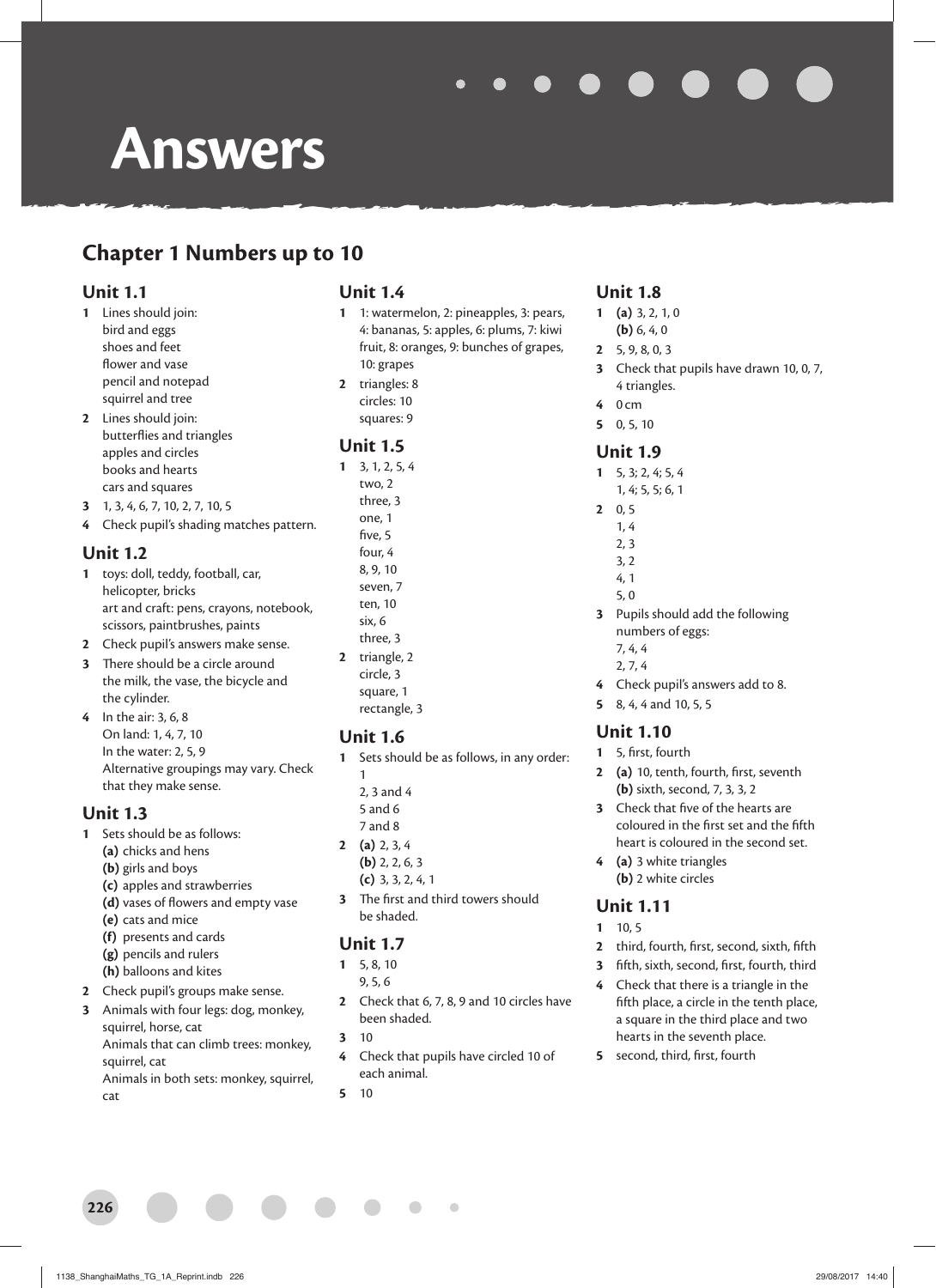# Answers

## Chapter 1 Numbers up to 10

### Unit 1.1

1. Lines should join:
   bird and eggs
   shoes and feet
   flower and vase
   pencil and notepad
   squirrel and tree
2. Lines should join:
   butterflies and triangles
   apples and circles
   books and hearts
   cars and squares
3. 1, 3, 4, 6, 7, 10, 2, 7, 10, 5
4. Check pupil's shading matches pattern.

### Unit 1.2

1. toys: doll, teddy, football, car, helicopter, bricks
   art and craft: pens, crayons, notebook, scissors, paintbrushes, paints
2. Check pupil's answers make sense.
3. There should be a circle around the milk, the vase, the bicycle and the cylinder.
4. In the air: 3, 6, 8
   On land: 1, 4, 7, 10
   In the water: 2, 5, 9
   Alternative groupings may vary. Check that they make sense.

### Unit 1.3

1. Sets should be as follows:
   **(a)** chicks and hens
   **(b)** girls and boys
   **(c)** apples and strawberries
   **(d)** vases of flowers and empty vase
   **(e)** cats and mice
   **(f)** presents and cards
   **(g)** pencils and rulers
   **(h)** balloons and kites
2. Check pupil's groups make sense.
3. Animals with four legs: dog, monkey, squirrel, horse, cat
   Animals that can climb trees: monkey, squirrel, cat
   Animals in both sets: monkey, squirrel, cat

### Unit 1.4

1. 1: watermelon, 2: pineapples, 3: pears, 4: bananas, 5: apples, 6: plums, 7: kiwi fruit, 8: oranges, 9: bunches of grapes, 10: grapes
2. triangles: 8
   circles: 10
   squares: 9

### Unit 1.5

1. 3, 1, 2, 5, 4
   two, 2
   three, 3
   one, 1
   five, 5
   four, 4
   8, 9, 10
   seven, 7
   ten, 10
   six, 6
   three, 3
2. triangle, 2
   circle, 3
   square, 1
   rectangle, 3

### Unit 1.6

1. Sets should be as follows, in any order:
   1
   2, 3 and 4
   5 and 6
   7 and 8
2. **(a)** 2, 3, 4
   **(b)** 2, 2, 6, 3
   **(c)** 3, 3, 2, 4, 1
3. The first and third towers should be shaded.

### Unit 1.7

1. 5, 8, 10
   9, 5, 6
2. Check that 6, 7, 8, 9 and 10 circles have been shaded.
3. 10
4. Check that pupils have circled 10 of each animal.
5. 10

### Unit 1.8

1. **(a)** 3, 2, 1, 0
   **(b)** 6, 4, 0
2. 5, 9, 8, 0, 3
3. Check that pupils have drawn 10, 0, 7, 4 triangles.
4. 0 cm
5. 0, 5, 10

### Unit 1.9

1. 5, 3; 2, 4; 5, 4
   1, 4; 5, 5; 6, 1
2. 0, 5
   1, 4
   2, 3
   3, 2
   4, 1
   5, 0
3. Pupils should add the following numbers of eggs:
   7, 4, 4
   2, 7, 4
4. Check pupil's answers add to 8.
5. 8, 4, 4 and 10, 5, 5

### Unit 1.10

1. 5, first, fourth
2. **(a)** 10, tenth, fourth, first, seventh
   **(b)** sixth, second, 7, 3, 3, 2
3. Check that five of the hearts are coloured in the first set and the fifth heart is coloured in the second set.
4. **(a)** 3 white triangles
   **(b)** 2 white circles

### Unit 1.11

1. 10, 5
2. third, fourth, first, second, sixth, fifth
3. fifth, sixth, second, first, fourth, third
4. Check that there is a triangle in the fifth place, a circle in the tenth place, a square in the third place and two hearts in the seventh place.
5. second, third, first, fourth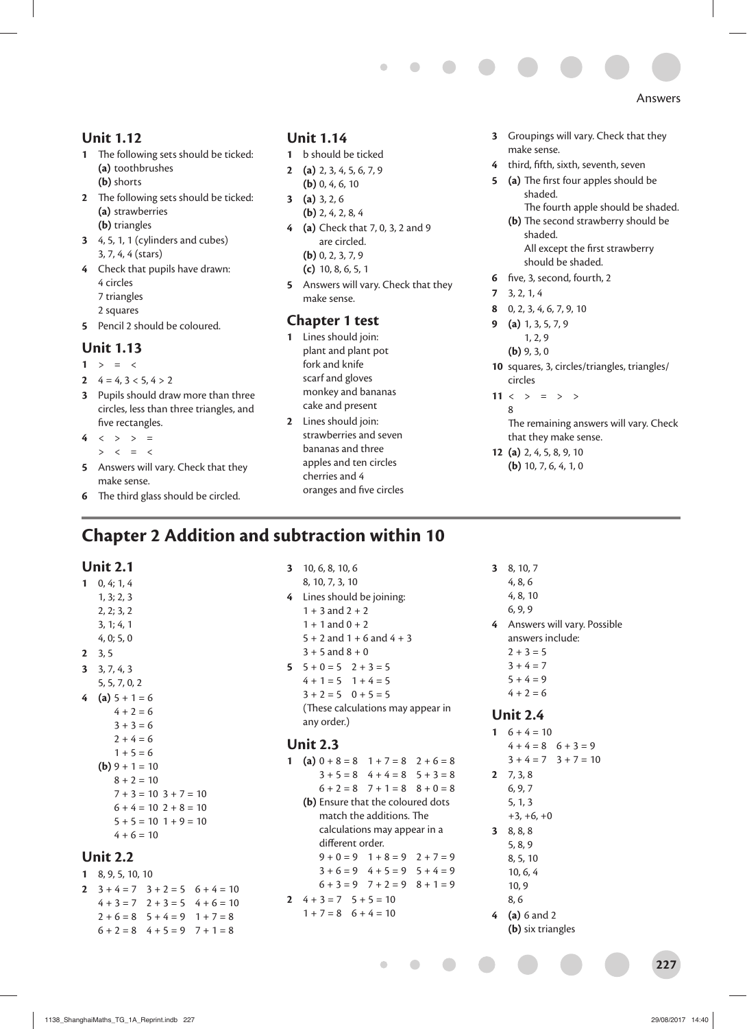## Unit 1.12

1. The following sets should be ticked:
   **(a)** toothbrushes
   **(b)** shorts
2. The following sets should be ticked:
   **(a)** strawberries
   **(b)** triangles
3. 4, 5, 1, 1 (cylinders and cubes)
   3, 7, 4, 4 (stars)
4. Check that pupils have drawn:
   4 circles
   7 triangles
   2 squares
5. Pencil 2 should be coloured.

## Unit 1.13

1. $>$ $=$ $<$
2. $4 = 4$, $3 < 5$, $4 > 2$
3. Pupils should draw more than three circles, less than three triangles, and five rectangles.
4. $<$ $>$ $>$ $=$
   $>$ $<$ $=$ $<$
5. Answers will vary. Check that they make sense.
6. The third glass should be circled.

## Unit 1.14

1. b should be ticked
2. **(a)** 2, 3, 4, 5, 6, 7, 9
   **(b)** 0, 4, 6, 10
3. **(a)** 3, 2, 6
   **(b)** 2, 4, 2, 8, 4
4. **(a)** Check that 7, 0, 3, 2 and 9 are circled.
   **(b)** 0, 2, 3, 7, 9
   **(c)** 10, 8, 6, 5, 1
5. Answers will vary. Check that they make sense.

## Chapter 1 test

1. Lines should join:
   plant and plant pot
   fork and knife
   scarf and gloves
   monkey and bananas
   cake and present
2. Lines should join:
   strawberries and seven
   bananas and three
   apples and ten circles
   cherries and 4
   oranges and five circles
3. Groupings will vary. Check that they make sense.
4. third, fifth, sixth, seventh, seven
5. **(a)** The first four apples should be shaded.
   The fourth apple should be shaded.
   **(b)** The second strawberry should be shaded.
   All except the first strawberry should be shaded.
6. five, 3, second, fourth, 2
7. 3, 2, 1, 4
8. 0, 2, 3, 4, 6, 7, 9, 10
9. **(a)** 1, 3, 5, 7, 9
   1, 2, 9
   **(b)** 9, 3, 0
10. squares, 3, circles/triangles, triangles/circles
11. $<$ $>$ $=$ $>$ $>$
    8
    The remaining answers will vary. Check that they make sense.
12. **(a)** 2, 4, 5, 8, 9, 10
    **(b)** 10, 7, 6, 4, 1, 0

# Chapter 2 Addition and subtraction within 10

## Unit 2.1

1. 0, 4; 1, 4
   1, 3; 2, 3
   2, 2; 3, 2
   3, 1; 4, 1
   4, 0; 5, 0
2. 3, 5
3. 3, 7, 4, 3
   5, 5, 7, 0, 2
4. **(a)** $5 + 1 = 6$
   $4 + 2 = 6$
   $3 + 3 = 6$
   $2 + 4 = 6$
   $1 + 5 = 6$
   **(b)** $9 + 1 = 10$
   $8 + 2 = 10$
   $7 + 3 = 10$ $3 + 7 = 10$
   $6 + 4 = 10$ $2 + 8 = 10$
   $5 + 5 = 10$ $1 + 9 = 10$
   $4 + 6 = 10$

## Unit 2.2

1. 8, 9, 5, 10, 10
2. $3 + 4 = 7$ $3 + 2 = 5$ $6 + 4 = 10$
   $4 + 3 = 7$ $2 + 3 = 5$ $4 + 6 = 10$
   $2 + 6 = 8$ $5 + 4 = 9$ $1 + 7 = 8$
   $6 + 2 = 8$ $4 + 5 = 9$ $7 + 1 = 8$
3. 10, 6, 8, 10, 6
   8, 10, 7, 3, 10
4. Lines should be joining:
   $1 + 3$ and $2 + 2$
   $1 + 1$ and $0 + 2$
   $5 + 2$ and $1 + 6$ and $4 + 3$
   $3 + 5$ and $8 + 0$
5. $5 + 0 = 5$ $2 + 3 = 5$
   $4 + 1 = 5$ $1 + 4 = 5$
   $3 + 2 = 5$ $0 + 5 = 5$
   (These calculations may appear in any order.)

## Unit 2.3

1. **(a)** $0 + 8 = 8$ $1 + 7 = 8$ $2 + 6 = 8$
   $3 + 5 = 8$ $4 + 4 = 8$ $5 + 3 = 8$
   $6 + 2 = 8$ $7 + 1 = 8$ $8 + 0 = 8$
   **(b)** Ensure that the coloured dots match the additions. The calculations may appear in a different order.
   $9 + 0 = 9$ $1 + 8 = 9$ $2 + 7 = 9$
   $3 + 6 = 9$ $4 + 5 = 9$ $5 + 4 = 9$
   $6 + 3 = 9$ $7 + 2 = 9$ $8 + 1 = 9$
2. $4 + 3 = 7$ $5 + 5 = 10$
   $1 + 7 = 8$ $6 + 4 = 10$
3. 8, 10, 7
   4, 8, 6
   4, 8, 10
   6, 9, 9
4. Answers will vary. Possible answers include:
   $2 + 3 = 5$
   $3 + 4 = 7$
   $5 + 4 = 9$
   $4 + 2 = 6$

## Unit 2.4

1. $6 + 4 = 10$
   $4 + 4 = 8$ $6 + 3 = 9$
   $3 + 4 = 7$ $3 + 7 = 10$
2. 7, 3, 8
   6, 9, 7
   5, 1, 3
   +3, +6, +0
3. 8, 8, 8
   5, 8, 9
   8, 5, 10
   10, 6, 4
   10, 9
   8, 6
4. **(a)** 6 and 2
   **(b)** six triangles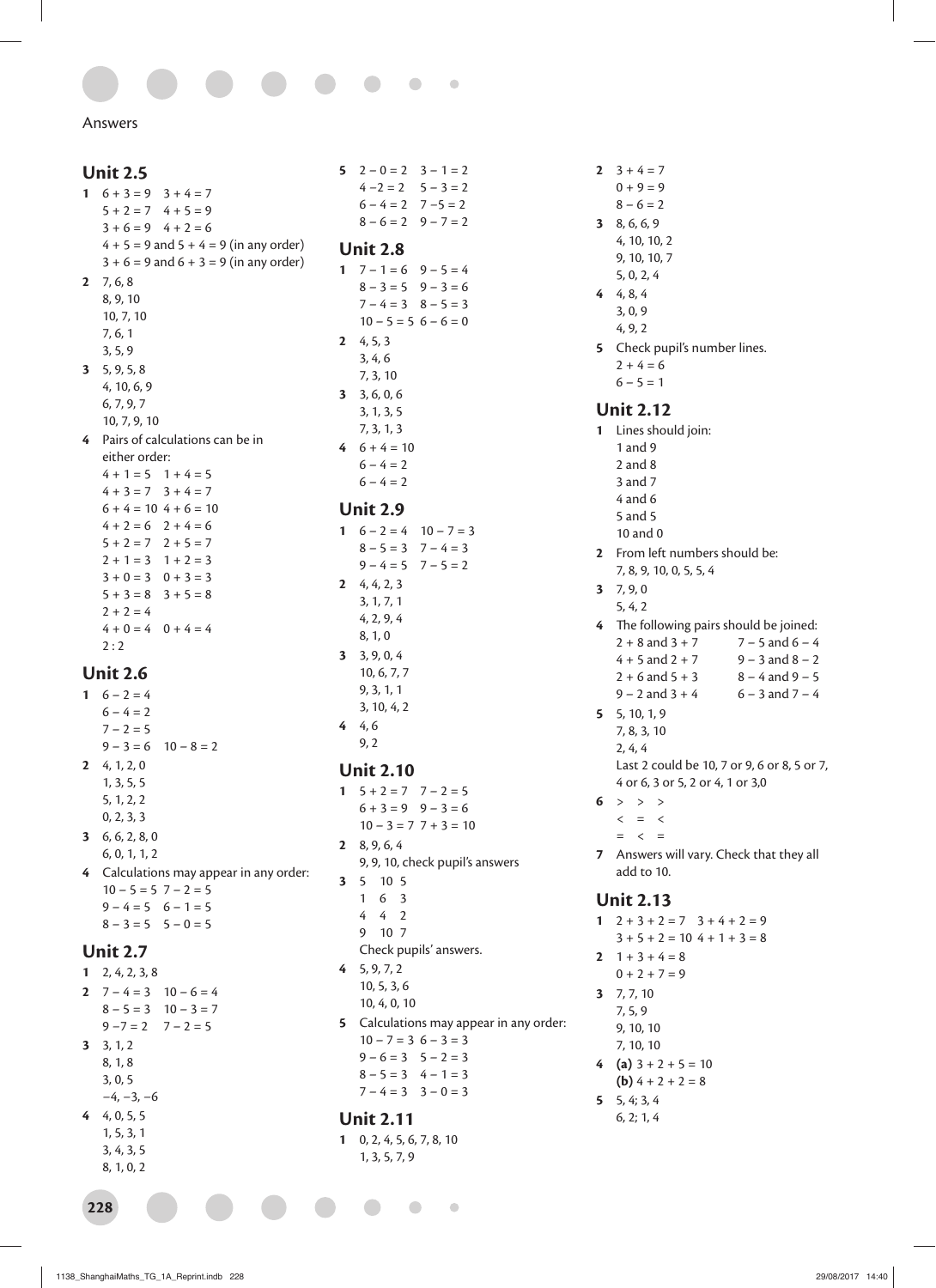Answers

## Unit 2.5

1. $6 + 3 = 9 \quad 3 + 4 = 7$
   $5 + 2 = 7 \quad 4 + 5 = 9$
   $3 + 6 = 9 \quad 4 + 2 = 6$
   $4 + 5 = 9$ and $5 + 4 = 9$ (in any order)
   $3 + 6 = 9$ and $6 + 3 = 9$ (in any order)
2. 7, 6, 8
   8, 9, 10
   10, 7, 10
   7, 6, 1
   3, 5, 9
3. 5, 9, 5, 8
   4, 10, 6, 9
   6, 7, 9, 7
   10, 7, 9, 10
4. Pairs of calculations can be in either order:
   $4 + 1 = 5 \quad 1 + 4 = 5$
   $4 + 3 = 7 \quad 3 + 4 = 7$
   $6 + 4 = 10 \quad 4 + 6 = 10$
   $4 + 2 = 6 \quad 2 + 4 = 6$
   $5 + 2 = 7 \quad 2 + 5 = 7$
   $2 + 1 = 3 \quad 1 + 2 = 3$
   $3 + 0 = 3 \quad 0 + 3 = 3$
   $5 + 3 = 8 \quad 3 + 5 = 8$
   $2 + 2 = 4$
   $4 + 0 = 4 \quad 0 + 4 = 4$
   2 : 2

## Unit 2.6

1. $6 - 2 = 4$
   $6 - 4 = 2$
   $7 - 2 = 5$
   $9 - 3 = 6 \quad 10 - 8 = 2$
2. 4, 1, 2, 0
   1, 3, 5, 5
   5, 1, 2, 2
   0, 2, 3, 3
3. 6, 6, 2, 8, 0
   6, 0, 1, 1, 2
4. Calculations may appear in any order:
   $10 - 5 = 5 \quad 7 - 2 = 5$
   $9 - 4 = 5 \quad 6 - 1 = 5$
   $8 - 3 = 5 \quad 5 - 0 = 5$

## Unit 2.7

1. 2, 4, 2, 3, 8
2. $7 - 4 = 3 \quad 10 - 6 = 4$
   $8 - 5 = 3 \quad 10 - 3 = 7$
   $9 - 7 = 2 \quad 7 - 2 = 5$
3. 3, 1, 2
   8, 1, 8
   3, 0, 5
   −4, −3, −6
4. 4, 0, 5, 5
   1, 5, 3, 1
   3, 4, 3, 5
   8, 1, 0, 2
5. $2 - 0 = 2 \quad 3 - 1 = 2$
   $4 - 2 = 2 \quad 5 - 3 = 2$
   $6 - 4 = 2 \quad 7 - 5 = 2$
   $8 - 6 = 2 \quad 9 - 7 = 2$

## Unit 2.8

1. $7 - 1 = 6 \quad 9 - 5 = 4$
   $8 - 3 = 5 \quad 9 - 3 = 6$
   $7 - 4 = 3 \quad 8 - 5 = 3$
   $10 - 5 = 5 \quad 6 - 6 = 0$
2. 4, 5, 3
   3, 4, 6
   7, 3, 10
3. 3, 6, 0, 6
   3, 1, 3, 5
   7, 3, 1, 3
4. $6 + 4 = 10$
   $6 - 4 = 2$
   $6 - 4 = 2$

## Unit 2.9

1. $6 - 2 = 4 \quad 10 - 7 = 3$
   $8 - 5 = 3 \quad 7 - 4 = 3$
   $9 - 4 = 5 \quad 7 - 5 = 2$
2. 4, 4, 2, 3
   3, 1, 7, 1
   4, 2, 9, 4
   8, 1, 0
3. 3, 9, 0, 4
   10, 6, 7, 7
   9, 3, 1, 1
   3, 10, 4, 2
4. 4, 6
   9, 2

## Unit 2.10

1. $5 + 2 = 7 \quad 7 - 2 = 5$
   $6 + 3 = 9 \quad 9 - 3 = 6$
   $10 - 3 = 7 \quad 7 + 3 = 10$
2. 8, 9, 6, 4
   9, 9, 10, check pupil's answers
3. 5 10 5
   1 6 3
   4 4 2
   9 10 7
   Check pupils' answers.
4. 5, 9, 7, 2
   10, 5, 3, 6
   10, 4, 0, 10
5. Calculations may appear in any order:
   $10 - 7 = 3 \quad 6 - 3 = 3$
   $9 - 6 = 3 \quad 5 - 2 = 3$
   $8 - 5 = 3 \quad 4 - 1 = 3$
   $7 - 4 = 3 \quad 3 - 0 = 3$

## Unit 2.11

1. 0, 2, 4, 5, 6, 7, 8, 10
   1, 3, 5, 7, 9
2. $3 + 4 = 7$
   $0 + 9 = 9$
   $8 - 6 = 2$
3. 8, 6, 6, 9
   4, 10, 10, 2
   9, 10, 10, 7
   5, 0, 2, 4
4. 4, 8, 4
   3, 0, 9
   4, 9, 2
5. Check pupil's number lines.
   $2 + 4 = 6$
   $6 - 5 = 1$

## Unit 2.12

1. Lines should join:
   1 and 9
   2 and 8
   3 and 7
   4 and 6
   5 and 5
   10 and 0
2. From left numbers should be:
   7, 8, 9, 10, 0, 5, 5, 4
3. 7, 9, 0
   5, 4, 2
4. The following pairs should be joined:
   $2 + 8$ and $3 + 7 \quad 7 - 5$ and $6 - 4$
   $4 + 5$ and $2 + 7 \quad 9 - 3$ and $8 - 2$
   $2 + 6$ and $5 + 3 \quad 8 - 4$ and $9 - 5$
   $9 - 2$ and $3 + 4 \quad 6 - 3$ and $7 - 4$
5. 5, 10, 1, 9
   7, 8, 3, 10
   2, 4, 4
   Last 2 could be 10, 7 or 9, 6 or 8, 5 or 7, 4 or 6, 3 or 5, 2 or 4, 1 or 3,0
6. > > >
   < = <
   = < =
7. Answers will vary. Check that they all add to 10.

## Unit 2.13

1. $2 + 3 + 2 = 7 \quad 3 + 4 + 2 = 9$
   $3 + 5 + 2 = 10 \quad 4 + 1 + 3 = 8$
2. $1 + 3 + 4 = 8$
   $0 + 2 + 7 = 9$
3. 7, 7, 10
   7, 5, 9
   9, 10, 10
   7, 10, 10
4. **(a)** $3 + 2 + 5 = 10$
   **(b)** $4 + 2 + 2 = 8$
5. 5, 4; 3, 4
   6, 2; 1, 4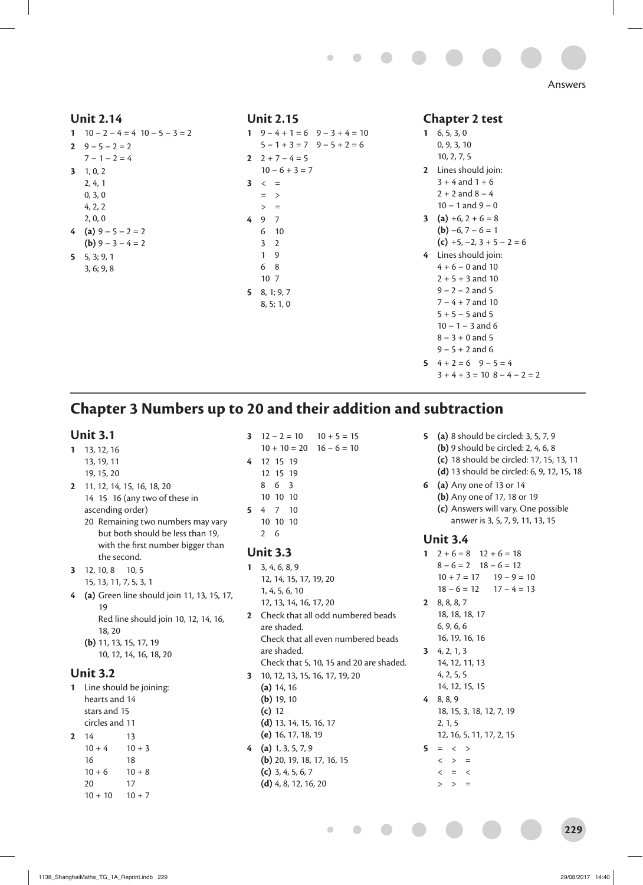## Unit 2.14

1. 10 − 2 − 4 = 4  10 − 5 − 3 = 2
2. 9 − 5 − 2 = 2
   7 − 1 − 2 = 4
3. 1, 0, 2
   2, 4, 1
   0, 3, 0
   4, 2, 2
   2, 0, 0
4. **(a)** 9 − 5 − 2 = 2
   **(b)** 9 − 3 − 4 = 2
5. 5, 3; 9, 1
   3, 6; 9, 8

## Unit 2.15

1. 9 − 4 + 1 = 6  9 − 3 + 4 = 10
   5 − 1 + 3 = 7  9 − 5 + 2 = 6
2. 2 + 7 − 4 = 5
   10 − 6 + 3 = 7
3. <  =
   =  >
   >  =
4. 9  7
   6  10
   3  2
   1  9
   6  8
   10  7
5. 8, 1; 9, 7
   8, 5; 1, 0

## Chapter 2 test

1. 6, 5, 3, 0
   0, 9, 3, 10
   10, 2, 7, 5
2. Lines should join:
   3 + 4 and 1 + 6
   2 + 2 and 8 − 4
   10 − 1 and 9 − 0
3. **(a)** +6, 2 + 6 = 8
   **(b)** −6, 7 − 6 = 1
   **(c)** +5, −2, 3 + 5 − 2 = 6
4. Lines should join:
   4 + 6 − 0 and 10
   2 + 5 + 3 and 10
   9 − 2 − 2 and 5
   7 − 4 + 7 and 10
   5 + 5 − 5 and 5
   10 − 1 − 3 and 6
   8 − 3 + 0 and 5
   9 − 5 + 2 and 6
5. 4 + 2 = 6  9 − 5 = 4
   3 + 4 + 3 = 10  8 − 4 − 2 = 2

# Chapter 3 Numbers up to 20 and their addition and subtraction

## Unit 3.1

1. 13, 12, 16
   13, 19, 11
   19, 15, 20
2. 11, 12, 14, 15, 16, 18, 20
   14 15 16 (any two of these in ascending order)
   20 Remaining two numbers may vary but both should be less than 19, with the first number bigger than the second.
3. 12, 10, 8  10, 5
   15, 13, 11, 7, 5, 3, 1
4. **(a)** Green line should join 11, 13, 15, 17, 19
   Red line should join 10, 12, 14, 16, 18, 20
   **(b)** 11, 13, 15, 17, 19
   10, 12, 14, 16, 18, 20

## Unit 3.2

1. Line should be joining:
   hearts and 14
   stars and 15
   circles and 11
2. 14  13
   10 + 4  10 + 3
   16  18
   10 + 6  10 + 8
   20  17
   10 + 10  10 + 7
3. 12 − 2 = 10  10 + 5 = 15
   10 + 10 = 20  16 − 6 = 10
4. 12 15 19
   12 15 19
   8 6 3
   10 10 10
5. 4 7 10
   10 10 10
   2 6

## Unit 3.3

1. 3, 4, 6, 8, 9
   12, 14, 15, 17, 19, 20
   1, 4, 5, 6, 10
   12, 13, 14, 16, 17, 20
2. Check that all odd numbered beads are shaded.
   Check that all even numbered beads are shaded.
   Check that 5, 10, 15 and 20 are shaded.
3. 10, 12, 13, 15, 16, 17, 19, 20
   **(a)** 14, 16
   **(b)** 19, 10
   **(c)** 12
   **(d)** 13, 14, 15, 16, 17
   **(e)** 16, 17, 18, 19
4. **(a)** 1, 3, 5, 7, 9
   **(b)** 20, 19, 18, 17, 16, 15
   **(c)** 3, 4, 5, 6, 7
   **(d)** 4, 8, 12, 16, 20
5. **(a)** 8 should be circled: 3, 5, 7, 9
   **(b)** 9 should be circled: 2, 4, 6, 8
   **(c)** 18 should be circled: 17, 15, 13, 11
   **(d)** 13 should be circled: 6, 9, 12, 15, 18
6. **(a)** Any one of 13 or 14
   **(b)** Any one of 17, 18 or 19
   **(c)** Answers will vary. One possible answer is 3, 5, 7, 9, 11, 13, 15

## Unit 3.4

1. 2 + 6 = 8  12 + 6 = 18
   8 − 6 = 2  18 − 6 = 12
   10 + 7 = 17  19 − 9 = 10
   18 − 6 = 12  17 − 4 = 13
2. 8, 8, 8, 7
   18, 18, 18, 17
   6, 9, 6, 6
   16, 19, 16, 16
3. 4, 2, 1, 3
   14, 12, 11, 13
   4, 2, 5, 5
   14, 12, 15, 15
4. 8, 8, 9
   18, 15, 3, 18, 12, 7, 19
   2, 1, 5
   12, 16, 5, 11, 17, 2, 15
5. =  <  >
   <  >  =
   <  =  <
   >  >  =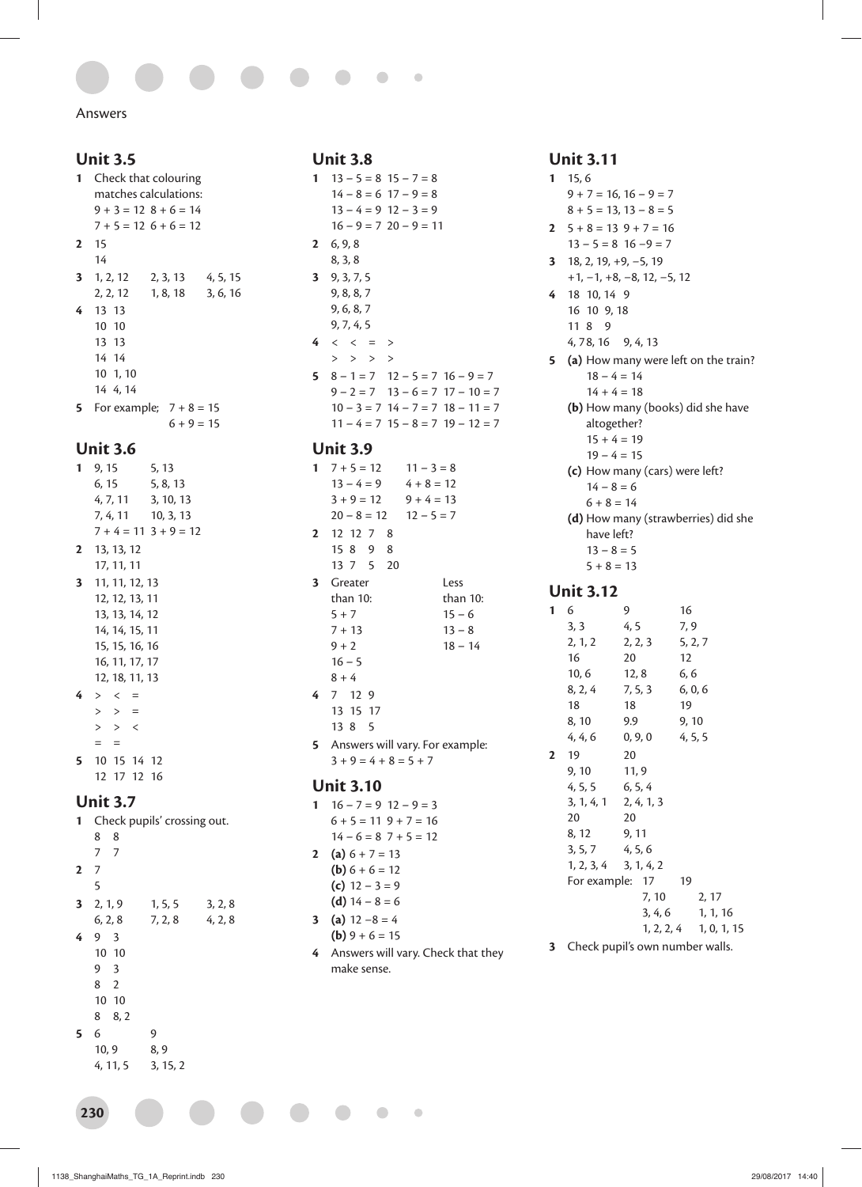Answers

## Unit 3.5

1 Check that colouring matches calculations:
$9 + 3 = 12$ $8 + 6 = 14$
$7 + 5 = 12$ $6 + 6 = 12$

2 15
14

3 1, 2, 12   2, 3, 13   4, 5, 15
2, 2, 12   1, 8, 18   3, 6, 16

4 13 13
10 10
13 13
14 14
10 1, 10
14 4, 14

5 For example; $7 + 8 = 15$
$6 + 9 = 15$

## Unit 3.6

1 9, 15   5, 13
6, 15   5, 8, 13
4, 7, 11   3, 10, 13
7, 4, 11   10, 3, 13
$7 + 4 = 11$ $3 + 9 = 12$

2 13, 13, 12
17, 11, 11

3 11, 11, 12, 13
12, 12, 13, 11
13, 13, 14, 12
14, 14, 15, 11
15, 15, 16, 16
16, 11, 17, 17
12, 18, 11, 13

4 $>$ $<$ $=$
$>$ $>$ $=$
$>$ $>$ $<$
$=$ $=$

5 10 15 14 12
12 17 12 16

## Unit 3.7

1 Check pupils' crossing out.
8 8
7 7

2 7
5

3 2, 1, 9   1, 5, 5   3, 2, 8
6, 2, 8   7, 2, 8   4, 2, 8

4 9 3
10 10
9 3
8 2
10 10
8 8, 2

5 6   9
10, 9   8, 9
4, 11, 5   3, 15, 2

## Unit 3.8

1 $13 - 5 = 8$ $15 - 7 = 8$
$14 - 8 = 6$ $17 - 9 = 8$
$13 - 4 = 9$ $12 - 3 = 9$
$16 - 9 = 7$ $20 - 9 = 11$

2 6, 9, 8
8, 3, 8

3 9, 3, 7, 5
9, 8, 8, 7
9, 6, 8, 7
9, 7, 4, 5

4 $<$ $<$ $=$ $>$
$>$ $>$ $>$ $>$

5 $8 - 1 = 7$ $12 - 5 = 7$ $16 - 9 = 7$
$9 - 2 = 7$ $13 - 6 = 7$ $17 - 10 = 7$
$10 - 3 = 7$ $14 - 7 = 7$ $18 - 11 = 7$
$11 - 4 = 7$ $15 - 8 = 7$ $19 - 12 = 7$

## Unit 3.9

1 $7 + 5 = 12$   $11 - 3 = 8$
$13 - 4 = 9$   $4 + 8 = 12$
$3 + 9 = 12$   $9 + 4 = 13$
$20 - 8 = 12$   $12 - 5 = 7$

2 12 12 7 8
15 8 9 8
13 7 5 20

3

| Greater than 10: | Less than 10: |
|---|---|
| $5 + 7$ | $15 - 6$ |
| $7 + 13$ | $13 - 8$ |
| $9 + 2$ | $18 - 14$ |
| $16 - 5$ | |
| $8 + 4$ | |

4 7 12 9
13 15 17
13 8 5

5 Answers will vary. For example:
$3 + 9 = 4 + 8 = 5 + 7$

## Unit 3.10

1 $16 - 7 = 9$ $12 - 9 = 3$
$6 + 5 = 11$ $9 + 7 = 16$
$14 - 6 = 8$ $7 + 5 = 12$

2 **(a)** $6 + 7 = 13$
**(b)** $6 + 6 = 12$
**(c)** $12 - 3 = 9$
**(d)** $14 - 8 = 6$

3 **(a)** $12 - 8 = 4$
**(b)** $9 + 6 = 15$

4 Answers will vary. Check that they make sense.

## Unit 3.11

1 15, 6
$9 + 7 = 16$, $16 - 9 = 7$
$8 + 5 = 13$, $13 - 8 = 5$

2 $5 + 8 = 13$ $9 + 7 = 16$
$13 - 5 = 8$ $16 - 9 = 7$

3 18, 2, 19, +9, −5, 19
+1, −1, +8, −8, 12, −5, 12

4 18 10, 14 9
16 10 9, 18
11 8 9
4, 78, 16 9, 4, 13

5 **(a)** How many were left on the train?
$18 - 4 = 14$
$14 + 4 = 18$
**(b)** How many (books) did she have altogether?
$15 + 4 = 19$
$19 - 4 = 15$
**(c)** How many (cars) were left?
$14 - 8 = 6$
$6 + 8 = 14$
**(d)** How many (strawberries) did she have left?
$13 - 8 = 5$
$5 + 8 = 13$

## Unit 3.12

1

| | | |
|---|---|---|
| 6 | 9 | 16 |
| 3, 3 | 4, 5 | 7, 9 |
| 2, 1, 2 | 2, 2, 3 | 5, 2, 7 |
| 16 | 20 | 12 |
| 10, 6 | 12, 8 | 6, 6 |
| 8, 2, 4 | 7, 5, 3 | 6, 0, 6 |
| 18 | 18 | 19 |
| 8, 10 | 9.9 | 9, 10 |
| 4, 4, 6 | 0, 9, 0 | 4, 5, 5 |

2

| | |
|---|---|
| 19 | 20 |
| 9, 10 | 11, 9 |
| 4, 5, 5 | 6, 5, 4 |
| 3, 1, 4, 1 | 2, 4, 1, 3 |
| 20 | 20 |
| 8, 12 | 9, 11 |
| 3, 5, 7 | 4, 5, 6 |
| 1, 2, 3, 4 | 3, 1, 4, 2 |

For example:

| | |
|---|---|
| 17 | 19 |
| 7, 10 | 2, 17 |
| 3, 4, 6 | 1, 1, 16 |
| 1, 2, 2, 4 | 1, 0, 1, 15 |

3 Check pupil's own number walls.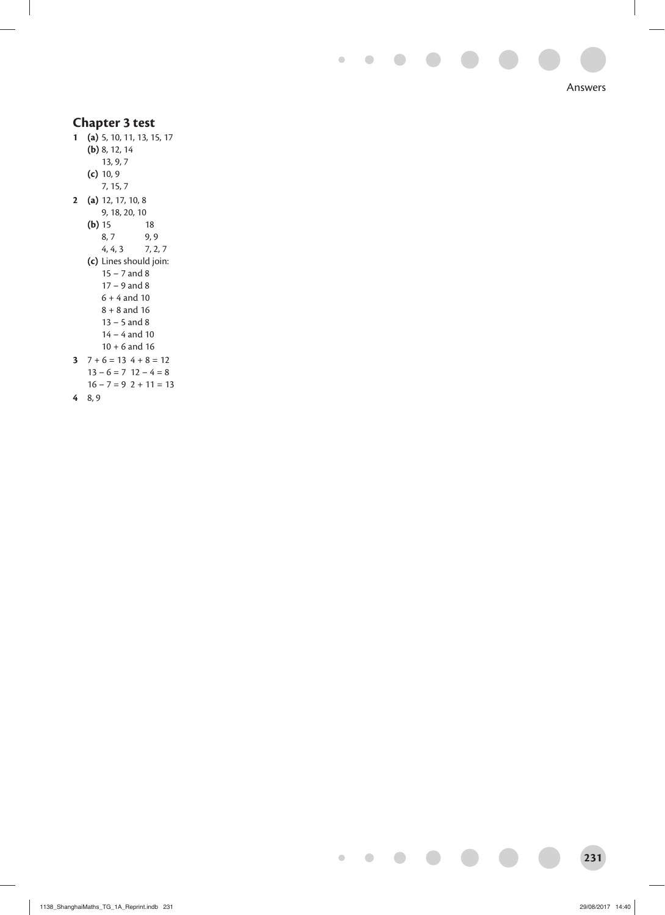## Chapter 3 test

**1** **(a)** 5, 10, 11, 13, 15, 17

**(b)** 8, 12, 14

13, 9, 7

**(c)** 10, 9

7, 15, 7

**2** **(a)** 12, 17, 10, 8

9, 18, 20, 10

**(b)** 15 &nbsp;&nbsp;&nbsp;&nbsp; 18

8, 7 &nbsp;&nbsp;&nbsp;&nbsp; 9, 9

4, 4, 3 &nbsp;&nbsp;&nbsp;&nbsp; 7, 2, 7

**(c)** Lines should join:

15 − 7 and 8

17 − 9 and 8

6 + 4 and 10

8 + 8 and 16

13 − 5 and 8

14 − 4 and 10

10 + 6 and 16

**3** $7 + 6 = 13$ &nbsp; $4 + 8 = 12$

$13 - 6 = 7$ &nbsp; $12 - 4 = 8$

$16 - 7 = 9$ &nbsp; $2 + 11 = 13$

**4** 8, 9